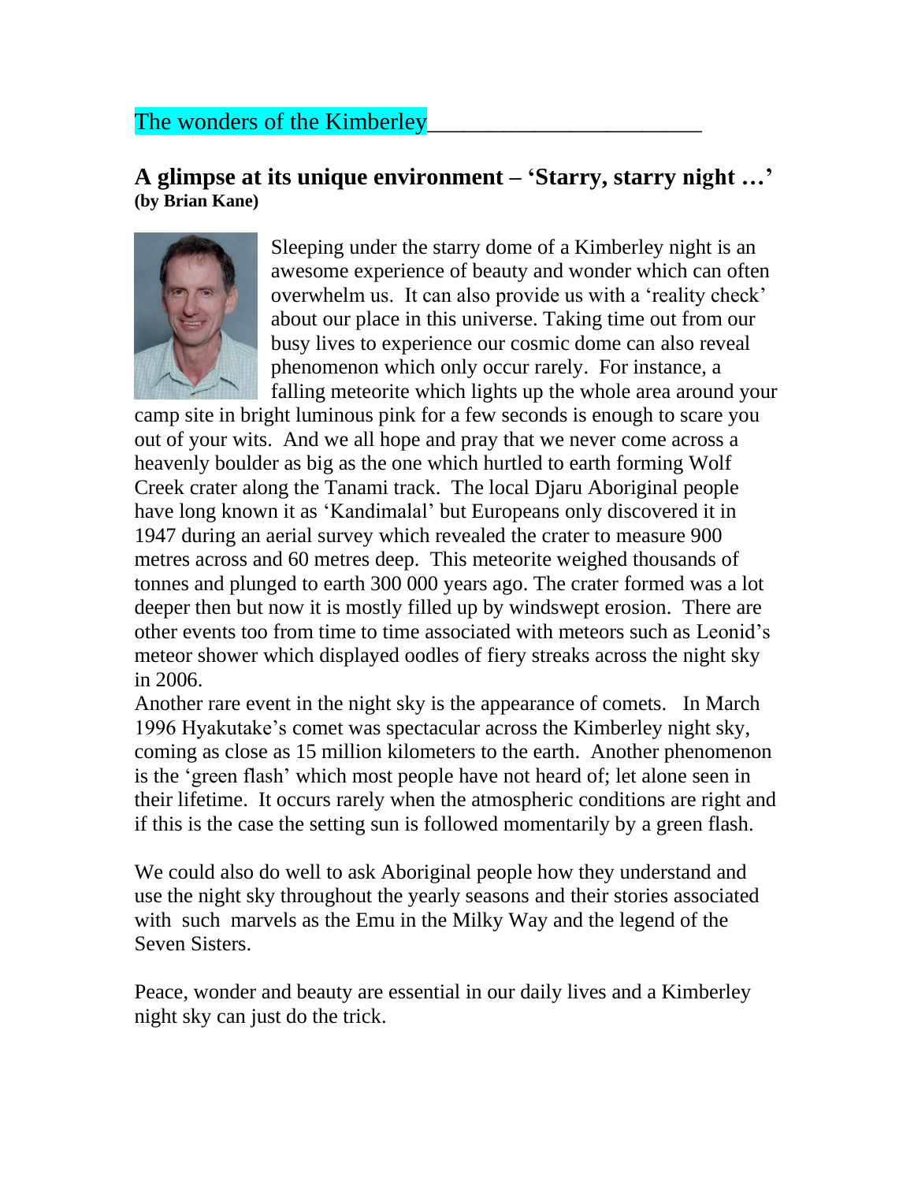# The wonders of the Kimberley

## A glimpse at its unique environment – 'Starry, starry night …'
**(by Brian Kane)**

Sleeping under the starry dome of a Kimberley night is an awesome experience of beauty and wonder which can often overwhelm us. It can also provide us with a 'reality check' about our place in this universe. Taking time out from our busy lives to experience our cosmic dome can also reveal phenomenon which only occur rarely. For instance, a falling meteorite which lights up the whole area around your camp site in bright luminous pink for a few seconds is enough to scare you out of your wits. And we all hope and pray that we never come across a heavenly boulder as big as the one which hurtled to earth forming Wolf Creek crater along the Tanami track. The local Djaru Aboriginal people have long known it as 'Kandimalal' but Europeans only discovered it in 1947 during an aerial survey which revealed the crater to measure 900 metres across and 60 metres deep. This meteorite weighed thousands of tonnes and plunged to earth 300 000 years ago. The crater formed was a lot deeper then but now it is mostly filled up by windswept erosion. There are other events too from time to time associated with meteors such as Leonid's meteor shower which displayed oodles of fiery streaks across the night sky in 2006.

Another rare event in the night sky is the appearance of comets. In March 1996 Hyakutake's comet was spectacular across the Kimberley night sky, coming as close as 15 million kilometers to the earth. Another phenomenon is the 'green flash' which most people have not heard of; let alone seen in their lifetime. It occurs rarely when the atmospheric conditions are right and if this is the case the setting sun is followed momentarily by a green flash.

We could also do well to ask Aboriginal people how they understand and use the night sky throughout the yearly seasons and their stories associated with such marvels as the Emu in the Milky Way and the legend of the Seven Sisters.

Peace, wonder and beauty are essential in our daily lives and a Kimberley night sky can just do the trick.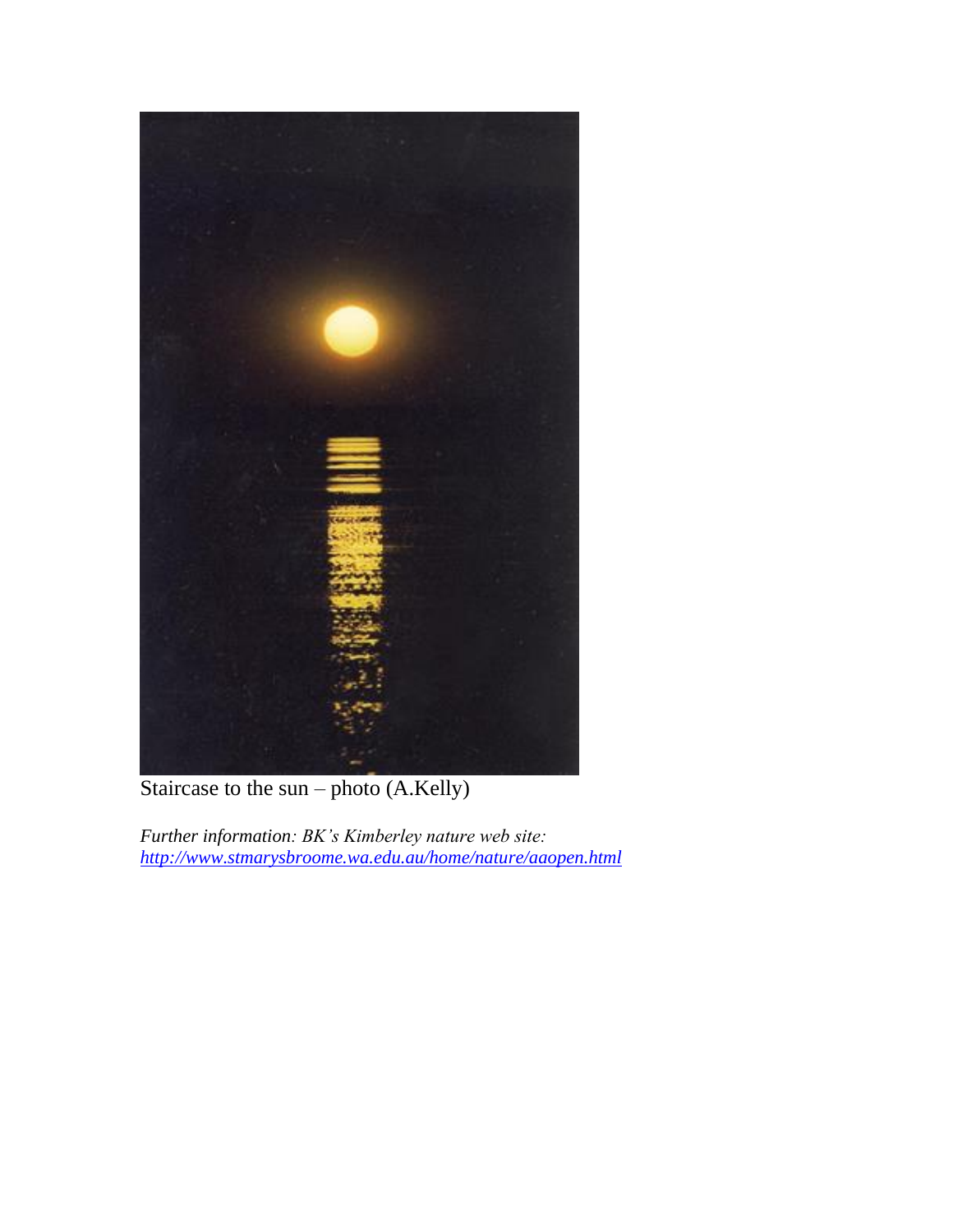Staircase to the sun – photo (A.Kelly)

*Further information: BK's Kimberley nature web site:* [*http://www.stmarysbroome.wa.edu.au/home/nature/aaopen.html*](http://www.stmarysbroome.wa.edu.au/home/nature/aaopen.html)